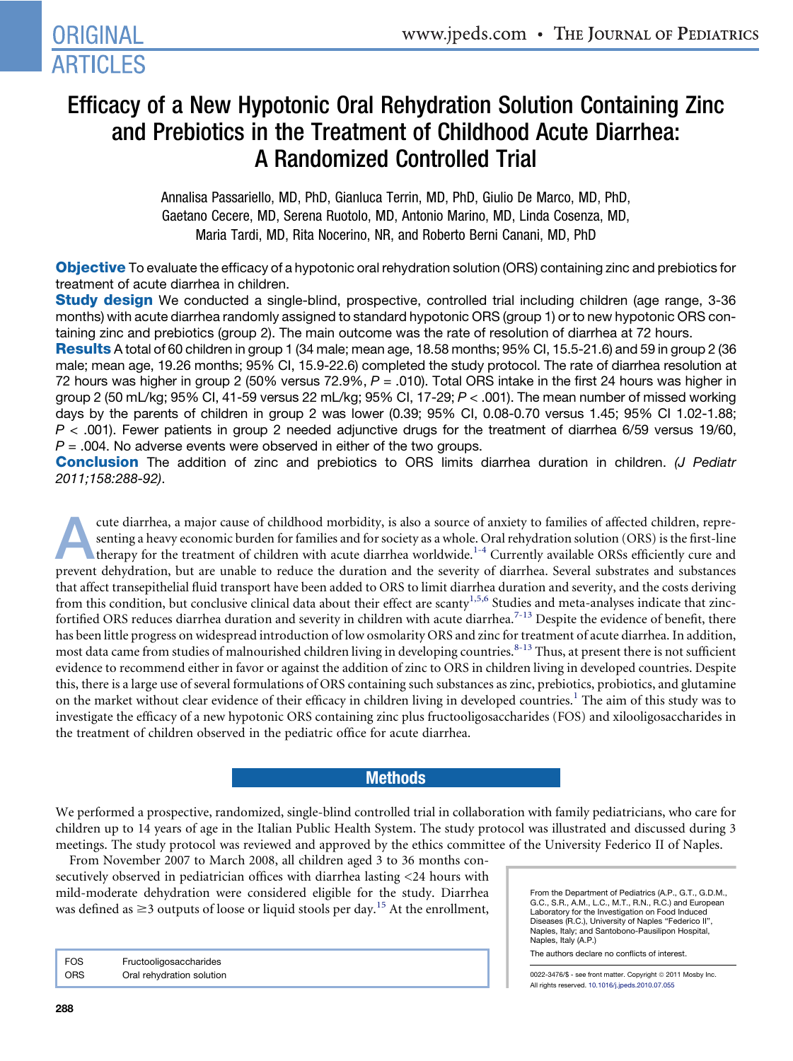ORIGINAL ARTICLES

# Efficacy of a New Hypotonic Oral Rehydration Solution Containing Zinc and Prebiotics in the Treatment of Childhood Acute Diarrhea: A Randomized Controlled Trial

Annalisa Passariello, MD, PhD, Gianluca Terrin, MD, PhD, Giulio De Marco, MD, PhD, Gaetano Cecere, MD, Serena Ruotolo, MD, Antonio Marino, MD, Linda Cosenza, MD, Maria Tardi, MD, Rita Nocerino, NR, and Roberto Berni Canani, MD, PhD

**Objective** To evaluate the efficacy of a hypotonic oral rehydration solution (ORS) containing zinc and prebiotics for treatment of acute diarrhea in children.

**Study design** We conducted a single-blind, prospective, controlled trial including children (age range, 3-36 months) with acute diarrhea randomly assigned to standard hypotonic ORS (group 1) or to new hypotonic ORS containing zinc and prebiotics (group 2). The main outcome was the rate of resolution of diarrhea at 72 hours.

**Results** A total of 60 children in group 1 (34 male; mean age, 18.58 months; 95% CI, 15.5-21.6) and 59 in group 2 (36 male; mean age, 19.26 months; 95% CI, 15.9-22.6) completed the study protocol. The rate of diarrhea resolution at 72 hours was higher in group 2 (50% versus 72.9%, $P = .010$). Total ORS intake in the first 24 hours was higher in group 2 (50 mL/kg; 95% CI, 41-59 versus 22 mL/kg; 95% CI, 17-29; $P < .001$). The mean number of missed working days by the parents of children in group 2 was lower (0.39; 95% CI, 0.08-0.70 versus 1.45; 95% CI 1.02-1.88; $P < .001$). Fewer patients in group 2 needed adjunctive drugs for the treatment of diarrhea 6/59 versus 19/60, $P = .004$. No adverse events were observed in either of the two groups.

**Conclusion** The addition of zinc and prebiotics to ORS limits diarrhea duration in children. *(J Pediatr 2011;158:288-92)*.

Acute diarrhea, a major cause of childhood morbidity, is also a source of anxiety to families of affected children, representing a heavy economic burden for families and for society as a whole. Oral rehydration solution (ORS) is the first-line therapy for the treatment of children with acute diarrhea worldwide.[1-4] Currently available ORSs efficiently cure and prevent dehydration, but are unable to reduce the duration and the severity of diarrhea. Several substrates and substances that affect transepithelial fluid transport have been added to ORS to limit diarrhea duration and severity, and the costs deriving from this condition, but conclusive clinical data about their effect are scanty[1,5,6] Studies and meta-analyses indicate that zinc-fortified ORS reduces diarrhea duration and severity in children with acute diarrhea.[7-13] Despite the evidence of benefit, there has been little progress on widespread introduction of low osmolarity ORS and zinc for treatment of acute diarrhea. In addition, most data came from studies of malnourished children living in developing countries.[8-13] Thus, at present there is not sufficient evidence to recommend either in favor or against the addition of zinc to ORS in children living in developed countries. Despite this, there is a large use of several formulations of ORS containing such substances as zinc, prebiotics, probiotics, and glutamine on the market without clear evidence of their efficacy in children living in developed countries.[1] The aim of this study was to investigate the efficacy of a new hypotonic ORS containing zinc plus fructooligosaccharides (FOS) and xilooligosaccharides in the treatment of children observed in the pediatric office for acute diarrhea.

## Methods

We performed a prospective, randomized, single-blind controlled trial in collaboration with family pediatricians, who care for children up to 14 years of age in the Italian Public Health System. The study protocol was illustrated and discussed during 3 meetings. The study protocol was reviewed and approved by the ethics committee of the University Federico II of Naples.

From November 2007 to March 2008, all children aged 3 to 36 months consecutively observed in pediatrician offices with diarrhea lasting <24 hours with mild-moderate dehydration were considered eligible for the study. Diarrhea was defined as ≥3 outputs of loose or liquid stools per day.[15] At the enrollment,

| | |
|---|---|
| FOS | Fructooligosaccharides |
| ORS | Oral rehydration solution |

From the Department of Pediatrics (A.P., G.T., G.D.M., G.C., S.R., A.M., L.C., M.T., R.N., R.C.) and European Laboratory for the Investigation on Food Induced Diseases (R.C.), University of Naples "Federico II", Naples, Italy; and Santobono-Pausilipon Hospital, Naples, Italy (A.P.)

The authors declare no conflicts of interest.

0022-3476/$ - see front matter. Copyright © 2011 Mosby Inc. All rights reserved. 10.1016/j.jpeds.2010.07.055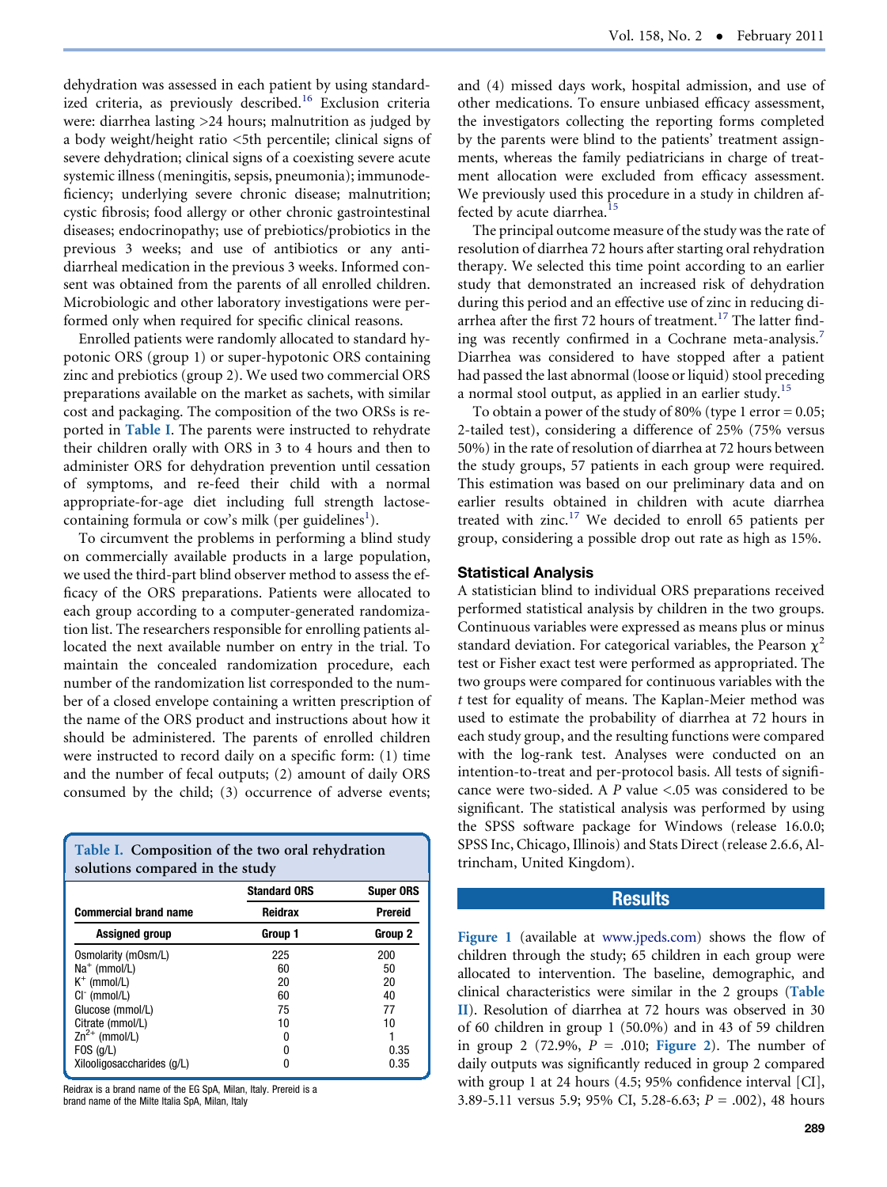dehydration was assessed in each patient by using standardized criteria, as previously described.[16] Exclusion criteria were: diarrhea lasting >24 hours; malnutrition as judged by a body weight/height ratio <5th percentile; clinical signs of severe dehydration; clinical signs of a coexisting severe acute systemic illness (meningitis, sepsis, pneumonia); immunodeficiency; underlying severe chronic disease; malnutrition; cystic fibrosis; food allergy or other chronic gastrointestinal diseases; endocrinopathy; use of prebiotics/probiotics in the previous 3 weeks; and use of antibiotics or any antidiarrheal medication in the previous 3 weeks. Informed consent was obtained from the parents of all enrolled children. Microbiologic and other laboratory investigations were performed only when required for specific clinical reasons.

Enrolled patients were randomly allocated to standard hypotonic ORS (group 1) or super-hypotonic ORS containing zinc and prebiotics (group 2). We used two commercial ORS preparations available on the market as sachets, with similar cost and packaging. The composition of the two ORSs is reported in **Table I**. The parents were instructed to rehydrate their children orally with ORS in 3 to 4 hours and then to administer ORS for dehydration prevention until cessation of symptoms, and re-feed their child with a normal appropriate-for-age diet including full strength lactose-containing formula or cow's milk (per guidelines[1]).

To circumvent the problems in performing a blind study on commercially available products in a large population, we used the third-part blind observer method to assess the efficacy of the ORS preparations. Patients were allocated to each group according to a computer-generated randomization list. The researchers responsible for enrolling patients allocated the next available number on entry in the trial. To maintain the concealed randomization procedure, each number of the randomization list corresponded to the number of a closed envelope containing a written prescription of the name of the ORS product and instructions about how it should be administered. The parents of enrolled children were instructed to record daily on a specific form: (1) time and the number of fecal outputs; (2) amount of daily ORS consumed by the child; (3) occurrence of adverse events; and (4) missed days work, hospital admission, and use of other medications. To ensure unbiased efficacy assessment, the investigators collecting the reporting forms completed by the parents were blind to the patients' treatment assignments, whereas the family pediatricians in charge of treatment allocation were excluded from efficacy assessment. We previously used this procedure in a study in children affected by acute diarrhea.[15]

**Table I. Composition of the two oral rehydration solutions compared in the study**

| | Standard ORS | Super ORS |
|---|---|---|
| **Commercial brand name** | **Reidrax** | **Prereid** |
| **Assigned group** | **Group 1** | **Group 2** |
| Osmolarity (mOsm/L) | 225 | 200 |
| $Na^+$ (mmol/L) | 60 | 50 |
| $K^+$ (mmol/L) | 20 | 20 |
| $Cl^-$ (mmol/L) | 60 | 40 |
| Glucose (mmol/L) | 75 | 77 |
| Citrate (mmol/L) | 10 | 10 |
| $Zn^{2+}$ (mmol/L) | 0 | 1 |
| FOS (g/L) | 0 | 0.35 |
| Xilooligosaccharides (g/L) | 0 | 0.35 |

Reidrax is a brand name of the EG SpA, Milan, Italy. Prereid is a brand name of the Milte Italia SpA, Milan, Italy

The principal outcome measure of the study was the rate of resolution of diarrhea 72 hours after starting oral rehydration therapy. We selected this time point according to an earlier study that demonstrated an increased risk of dehydration during this period and an effective use of zinc in reducing diarrhea after the first 72 hours of treatment.[17] The latter finding was recently confirmed in a Cochrane meta-analysis.[7] Diarrhea was considered to have stopped after a patient had passed the last abnormal (loose or liquid) stool preceding a normal stool output, as applied in an earlier study.[15]

To obtain a power of the study of 80% (type 1 error = 0.05; 2-tailed test), considering a difference of 25% (75% versus 50%) in the rate of resolution of diarrhea at 72 hours between the study groups, 57 patients in each group were required. This estimation was based on our preliminary data and on earlier results obtained in children with acute diarrhea treated with zinc.[17] We decided to enroll 65 patients per group, considering a possible drop out rate as high as 15%.

### Statistical Analysis

A statistician blind to individual ORS preparations received performed statistical analysis by children in the two groups. Continuous variables were expressed as means plus or minus standard deviation. For categorical variables, the Pearson $\chi^2$ test or Fisher exact test were performed as appropriated. The two groups were compared for continuous variables with the *t* test for equality of means. The Kaplan-Meier method was used to estimate the probability of diarrhea at 72 hours in each study group, and the resulting functions were compared with the log-rank test. Analyses were conducted on an intention-to-treat and per-protocol basis. All tests of significance were two-sided. A *P* value <.05 was considered to be significant. The statistical analysis was performed by using the SPSS software package for Windows (release 16.0.0; SPSS Inc, Chicago, Illinois) and Stats Direct (release 2.6.6, Altrincham, United Kingdom).

## Results

**Figure 1** (available at www.jpeds.com) shows the flow of children through the study; 65 children in each group were allocated to intervention. The baseline, demographic, and clinical characteristics were similar in the 2 groups (**Table II**). Resolution of diarrhea at 72 hours was observed in 30 of 60 children in group 1 (50.0%) and in 43 of 59 children in group 2 (72.9%, *P* = .010; **Figure 2**). The number of daily outputs was significantly reduced in group 2 compared with group 1 at 24 hours (4.5; 95% confidence interval [CI], 3.89-5.11 versus 5.9; 95% CI, 5.28-6.63; *P* = .002), 48 hours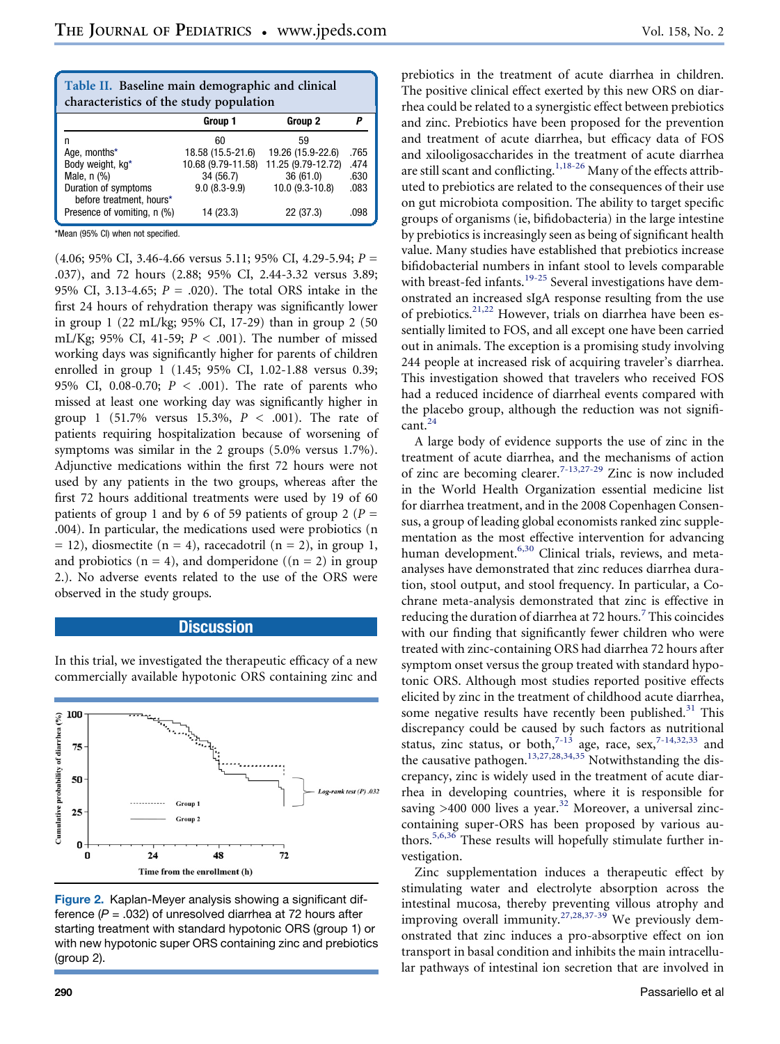**Table II. Baseline main demographic and clinical characteristics of the study population**

| | Group 1 | Group 2 | *P* |
|---|---|---|---|
| n | 60 | 59 | |
| Age, months* | 18.58 (15.5-21.6) | 19.26 (15.9-22.6) | .765 |
| Body weight, kg* | 10.68 (9.79-11.58) | 11.25 (9.79-12.72) | .474 |
| Male, n (%) | 34 (56.7) | 36 (61.0) | .630 |
| Duration of symptoms before treatment, hours* | 9.0 (8.3-9.9) | 10.0 (9.3-10.8) | .083 |
| Presence of vomiting, n (%) | 14 (23.3) | 22 (37.3) | .098 |

*Mean (95% CI) when not specified.

(4.06; 95% CI, 3.46-4.66 versus 5.11; 95% CI, 4.29-5.94; $P$ = .037), and 72 hours (2.88; 95% CI, 2.44-3.32 versus 3.89; 95% CI, 3.13-4.65; $P$ = .020). The total ORS intake in the first 24 hours of rehydration therapy was significantly lower in group 1 (22 mL/kg; 95% CI, 17-29) than in group 2 (50 mL/Kg; 95% CI, 41-59; $P < .001$). The number of missed working days was significantly higher for parents of children enrolled in group 1 (1.45; 95% CI, 1.02-1.88 versus 0.39; 95% CI, 0.08-0.70; $P < .001$). The rate of parents who missed at least one working day was significantly higher in group 1 (51.7% versus 15.3%, $P < .001$). The rate of patients requiring hospitalization because of worsening of symptoms was similar in the 2 groups (5.0% versus 1.7%). Adjunctive medications within the first 72 hours were not used by any patients in the two groups, whereas after the first 72 hours additional treatments were used by 19 of 60 patients of group 1 and by 6 of 59 patients of group 2 ($P$ = .004). In particular, the medications used were probiotics (n = 12), diosmectite (n = 4), racecadotril (n = 2), in group 1, and probiotics (n = 4), and domperidone ((n = 2) in group 2.). No adverse events related to the use of the ORS were observed in the study groups.

## Discussion

In this trial, we investigated the therapeutic efficacy of a new commercially available hypotonic ORS containing zinc and prebiotics in the treatment of acute diarrhea in children. The positive clinical effect exerted by this new ORS on diarrhea could be related to a synergistic effect between prebiotics and zinc. Prebiotics have been proposed for the prevention and treatment of acute diarrhea, but efficacy data of FOS and xilooligosaccharides in the treatment of acute diarrhea are still scant and conflicting.[1,18-26] Many of the effects attributed to prebiotics are related to the consequences of their use on gut microbiota composition. The ability to target specific groups of organisms (ie, bifidobacteria) in the large intestine by prebiotics is increasingly seen as being of significant health value. Many studies have established that prebiotics increase bifidobacterial numbers in infant stool to levels comparable with breast-fed infants.[19-25] Several investigations have demonstrated an increased sIgA response resulting from the use of prebiotics.[21,22] However, trials on diarrhea have been essentially limited to FOS, and all except one have been carried out in animals. The exception is a promising study involving 244 people at increased risk of acquiring traveler's diarrhea. This investigation showed that travelers who received FOS had a reduced incidence of diarrheal events compared with the placebo group, although the reduction was not significant.[24]

A large body of evidence supports the use of zinc in the treatment of acute diarrhea, and the mechanisms of action of zinc are becoming clearer.[7-13,27-29] Zinc is now included in the World Health Organization essential medicine list for diarrhea treatment, and in the 2008 Copenhagen Consensus, a group of leading global economists ranked zinc supplementation as the most effective intervention for advancing human development.[6,30] Clinical trials, reviews, and meta-analyses have demonstrated that zinc reduces diarrhea duration, stool output, and stool frequency. In particular, a Cochrane meta-analysis demonstrated that zinc is effective in reducing the duration of diarrhea at 72 hours.[7] This coincides with our finding that significantly fewer children who were treated with zinc-containing ORS had diarrhea 72 hours after symptom onset versus the group treated with standard hypotonic ORS. Although most studies reported positive effects elicited by zinc in the treatment of childhood acute diarrhea, some negative results have recently been published.[31] This discrepancy could be caused by such factors as nutritional status, zinc status, or both,[7-13] age, race, sex,[7-14,32,33] and the causative pathogen.[13,27,28,34,35] Notwithstanding the discrepancy, zinc is widely used in the treatment of acute diarrhea in developing countries, where it is responsible for saving >400 000 lives a year.[32] Moreover, a universal zinc-containing super-ORS has been proposed by various authors.[5,6,36] These results will hopefully stimulate further investigation.

Zinc supplementation induces a therapeutic effect by stimulating water and electrolyte absorption across the intestinal mucosa, thereby preventing villous atrophy and improving overall immunity.[27,28,37-39] We previously demonstrated that zinc induces a pro-absorptive effect on ion transport in basal condition and inhibits the main intracellular pathways of intestinal ion secretion that are involved in

**Figure 2.** Kaplan-Meyer analysis showing a significant difference ($P$ = .032) of unresolved diarrhea at 72 hours after starting treatment with standard hypotonic ORS (group 1) or with new hypotonic super ORS containing zinc and prebiotics (group 2).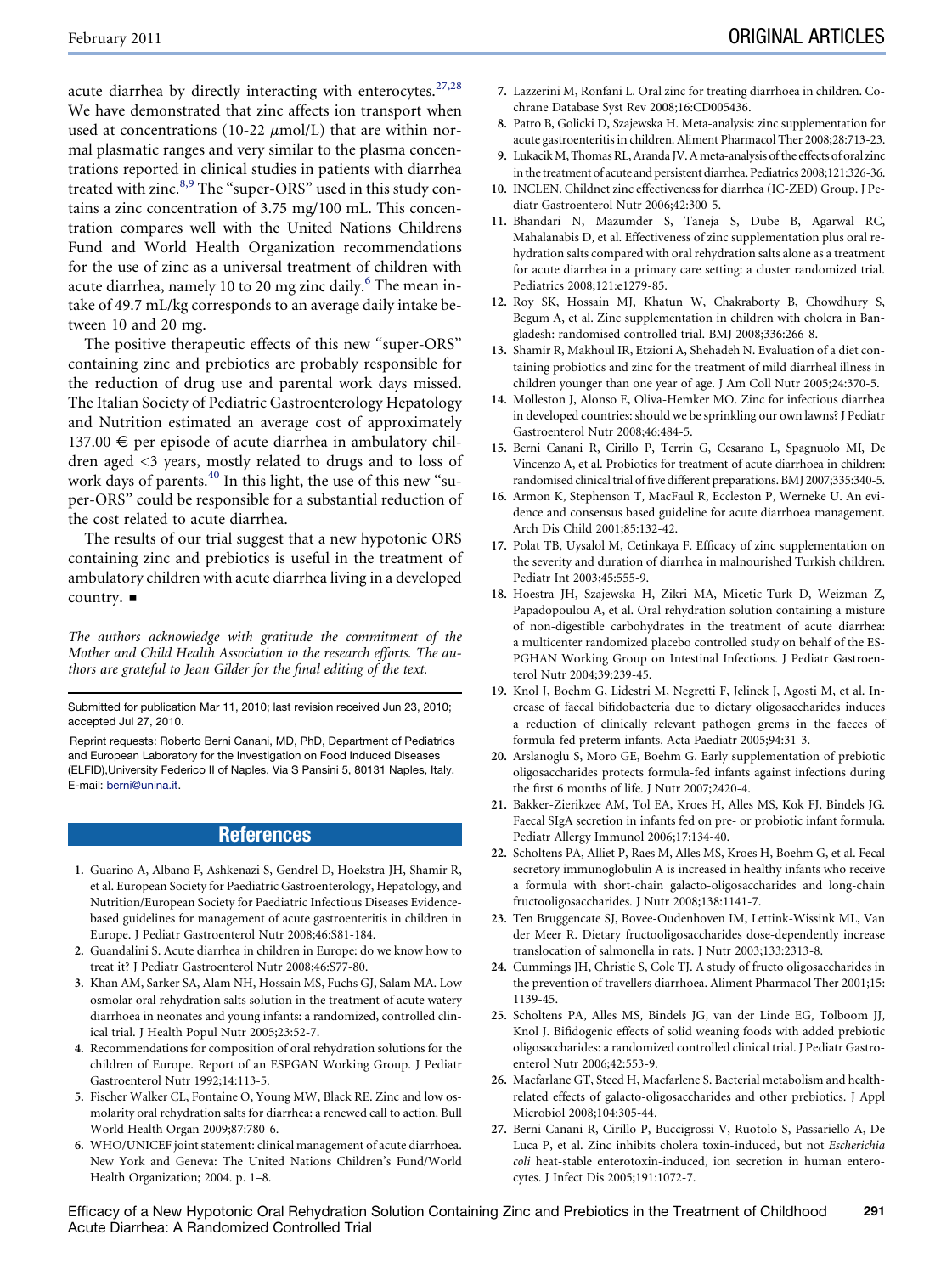acute diarrhea by directly interacting with enterocytes.[27,28] We have demonstrated that zinc affects ion transport when used at concentrations (10-22 $\mu$mol/L) that are within normal plasmatic ranges and very similar to the plasma concentrations reported in clinical studies in patients with diarrhea treated with zinc.[8,9] The "super-ORS" used in this study contains a zinc concentration of 3.75 mg/100 mL. This concentration compares well with the United Nations Childrens Fund and World Health Organization recommendations for the use of zinc as a universal treatment of children with acute diarrhea, namely 10 to 20 mg zinc daily.[6] The mean intake of 49.7 mL/kg corresponds to an average daily intake between 10 and 20 mg.

The positive therapeutic effects of this new "super-ORS" containing zinc and prebiotics are probably responsible for the reduction of drug use and parental work days missed. The Italian Society of Pediatric Gastroenterology Hepatology and Nutrition estimated an average cost of approximately 137.00 € per episode of acute diarrhea in ambulatory children aged <3 years, mostly related to drugs and to loss of work days of parents.[40] In this light, the use of this new "super-ORS" could be responsible for a substantial reduction of the cost related to acute diarrhea.

The results of our trial suggest that a new hypotonic ORS containing zinc and prebiotics is useful in the treatment of ambulatory children with acute diarrhea living in a developed country. ■

*The authors acknowledge with gratitude the commitment of the Mother and Child Health Association to the research efforts. The authors are grateful to Jean Gilder for the final editing of the text.*

Submitted for publication Mar 11, 2010; last revision received Jun 23, 2010; accepted Jul 27, 2010.

Reprint requests: Roberto Berni Canani, MD, PhD, Department of Pediatrics and European Laboratory for the Investigation on Food Induced Diseases (ELFID),University Federico II of Naples, Via S Pansini 5, 80131 Naples, Italy. E-mail: berni@unina.it.

## References

1. Guarino A, Albano F, Ashkenazi S, Gendrel D, Hoekstra JH, Shamir R, et al. European Society for Paediatric Gastroenterology, Hepatology, and Nutrition/European Society for Paediatric Infectious Diseases Evidence-based guidelines for management of acute gastroenteritis in children in Europe. J Pediatr Gastroenterol Nutr 2008;46:S81-184.
2. Guandalini S. Acute diarrhea in children in Europe: do we know how to treat it? J Pediatr Gastroenterol Nutr 2008;46:S77-80.
3. Khan AM, Sarker SA, Alam NH, Hossain MS, Fuchs GJ, Salam MA. Low osmolar oral rehydration salts solution in the treatment of acute watery diarrhoea in neonates and young infants: a randomized, controlled clinical trial. J Health Popul Nutr 2005;23:52-7.
4. Recommendations for composition of oral rehydration solutions for the children of Europe. Report of an ESPGAN Working Group. J Pediatr Gastroenterol Nutr 1992;14:113-5.
5. Fischer Walker CL, Fontaine O, Young MW, Black RE. Zinc and low osmolarity oral rehydration salts for diarrhea: a renewed call to action. Bull World Health Organ 2009;87:780-6.
6. WHO/UNICEF joint statement: clinical management of acute diarrhoea. New York and Geneva: The United Nations Children's Fund/World Health Organization; 2004. p. 1–8.
7. Lazzerini M, Ronfani L. Oral zinc for treating diarrhoea in children. Cochrane Database Syst Rev 2008;16:CD005436.
8. Patro B, Golicki D, Szajewska H. Meta-analysis: zinc supplementation for acute gastroenteritis in children. Aliment Pharmacol Ther 2008;28:713-23.
9. Lukacik M, Thomas RL, Aranda JV. A meta-analysis of the effects of oral zinc in the treatment of acute and persistent diarrhea. Pediatrics 2008;121:326-36.
10. INCLEN. Childnet zinc effectiveness for diarrhea (IC-ZED) Group. J Pediatr Gastroenterol Nutr 2006;42:300-5.
11. Bhandari N, Mazumder S, Taneja S, Dube B, Agarwal RC, Mahalanabis D, et al. Effectiveness of zinc supplementation plus oral rehydration salts compared with oral rehydration salts alone as a treatment for acute diarrhea in a primary care setting: a cluster randomized trial. Pediatrics 2008;121:e1279-85.
12. Roy SK, Hossain MJ, Khatun W, Chakraborty B, Chowdhury S, Begum A, et al. Zinc supplementation in children with cholera in Bangladesh: randomised controlled trial. BMJ 2008;336:266-8.
13. Shamir R, Makhoul IR, Etzioni A, Shehadeh N. Evaluation of a diet containing probiotics and zinc for the treatment of mild diarrheal illness in children younger than one year of age. J Am Coll Nutr 2005;24:370-5.
14. Molleston J, Alonso E, Oliva-Hemker MO. Zinc for infectious diarrhea in developed countries: should we be sprinkling our own lawns? J Pediatr Gastroenterol Nutr 2008;46:484-5.
15. Berni Canani R, Cirillo P, Terrin G, Cesarano L, Spagnuolo MI, De Vincenzo A, et al. Probiotics for treatment of acute diarrhoea in children: randomised clinical trial of five different preparations. BMJ 2007;335:340-5.
16. Armon K, Stephenson T, MacFaul R, Eccleston P, Werneke U. An evidence and consensus based guideline for acute diarrhoea management. Arch Dis Child 2001;85:132-42.
17. Polat TB, Uysalol M, Cetinkaya F. Efficacy of zinc supplementation on the severity and duration of diarrhea in malnourished Turkish children. Pediatr Int 2003;45:555-9.
18. Hoestra JH, Szajewska H, Zikri MA, Micetic-Turk D, Weizman Z, Papadopoulou A, et al. Oral rehydration solution containing a misture of non-digestible carbohydrates in the treatment of acute diarrhea: a multicenter randomized placebo controlled study on behalf of the ESPGHAN Working Group on Intestinal Infections. J Pediatr Gastroenterol Nutr 2004;39:239-45.
19. Knol J, Boehm G, Lidestri M, Negretti F, Jelinek J, Agosti M, et al. Increase of faecal bifidobacteria due to dietary oligosaccharides induces a reduction of clinically relevant pathogen grems in the faeces of formula-fed preterm infants. Acta Paediatr 2005;94:31-3.
20. Arslanoglu S, Moro GE, Boehm G. Early supplementation of prebiotic oligosaccharides protects formula-fed infants against infections during the first 6 months of life. J Nutr 2007;2420-4.
21. Bakker-Zierikzee AM, Tol EA, Kroes H, Alles MS, Kok FJ, Bindels JG. Faecal SIgA secretion in infants fed on pre- or probiotic infant formula. Pediatr Allergy Immunol 2006;17:134-40.
22. Scholtens PA, Alliet P, Raes M, Alles MS, Kroes H, Boehm G, et al. Fecal secretory immunoglobulin A is increased in healthy infants who receive a formula with short-chain galacto-oligosaccharides and long-chain fructooligosaccharides. J Nutr 2008;138:1141-7.
23. Ten Bruggencate SJ, Bovee-Oudenhoven IM, Lettink-Wissink ML, Van der Meer R. Dietary fructooligosaccharides dose-dependently increase translocation of salmonella in rats. J Nutr 2003;133:2313-8.
24. Cummings JH, Christie S, Cole TJ. A study of fructo oligosaccharides in the prevention of travellers diarrhoea. Aliment Pharmacol Ther 2001;15:1139-45.
25. Scholtens PA, Alles MS, Bindels JG, van der Linde EG, Tolboom JJ, Knol J. Bifidogenic effects of solid weaning foods with added prebiotic oligosaccharides: a randomized controlled clinical trial. J Pediatr Gastroenterol Nutr 2006;42:553-9.
26. Macfarlane GT, Steed H, Macfarlane S. Bacterial metabolism and health-related effects of galacto-oligosaccharides and other prebiotics. J Appl Microbiol 2008;104:305-44.
27. Berni Canani R, Cirillo P, Buccigrossi V, Ruotolo S, Passariello A, De Luca P, et al. Zinc inhibits cholera toxin-induced, but not *Escherichia coli* heat-stable enterotoxin-induced, ion secretion in human enterocytes. J Infect Dis 2005;191:1072-7.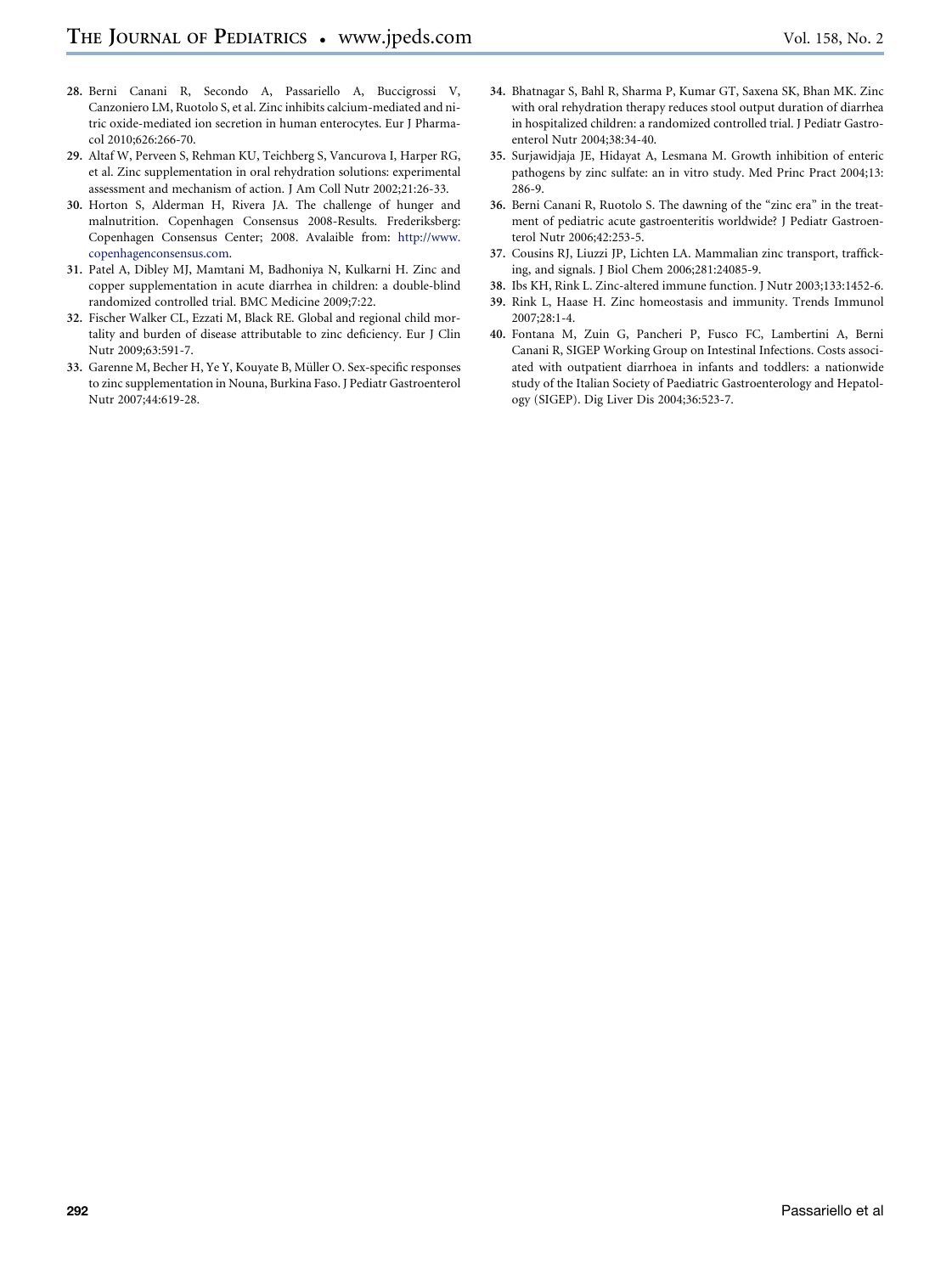28. Berni Canani R, Secondo A, Passariello A, Buccigrossi V, Canzoniero LM, Ruotolo S, et al. Zinc inhibits calcium-mediated and nitric oxide-mediated ion secretion in human enterocytes. Eur J Pharmacol 2010;626:266-70.
29. Altaf W, Perveen S, Rehman KU, Teichberg S, Vancurova I, Harper RG, et al. Zinc supplementation in oral rehydration solutions: experimental assessment and mechanism of action. J Am Coll Nutr 2002;21:26-33.
30. Horton S, Alderman H, Rivera JA. The challenge of hunger and malnutrition. Copenhagen Consensus 2008-Results. Frederiksberg: Copenhagen Consensus Center; 2008. Avalaible from: http://www.copenhagenconsensus.com.
31. Patel A, Dibley MJ, Mamtani M, Badhoniya N, Kulkarni H. Zinc and copper supplementation in acute diarrhea in children: a double-blind randomized controlled trial. BMC Medicine 2009;7:22.
32. Fischer Walker CL, Ezzati M, Black RE. Global and regional child mortality and burden of disease attributable to zinc deficiency. Eur J Clin Nutr 2009;63:591-7.
33. Garenne M, Becher H, Ye Y, Kouyate B, Müller O. Sex-specific responses to zinc supplementation in Nouna, Burkina Faso. J Pediatr Gastroenterol Nutr 2007;44:619-28.
34. Bhatnagar S, Bahl R, Sharma P, Kumar GT, Saxena SK, Bhan MK. Zinc with oral rehydration therapy reduces stool output duration of diarrhea in hospitalized children: a randomized controlled trial. J Pediatr Gastroenterol Nutr 2004;38:34-40.
35. Surjawidjaja JE, Hidayat A, Lesmana M. Growth inhibition of enteric pathogens by zinc sulfate: an in vitro study. Med Princ Pract 2004;13: 286-9.
36. Berni Canani R, Ruotolo S. The dawning of the "zinc era" in the treatment of pediatric acute gastroenteritis worldwide? J Pediatr Gastroenterol Nutr 2006;42:253-5.
37. Cousins RJ, Liuzzi JP, Lichten LA. Mammalian zinc transport, trafficking, and signals. J Biol Chem 2006;281:24085-9.
38. Ibs KH, Rink L. Zinc-altered immune function. J Nutr 2003;133:1452-6.
39. Rink L, Haase H. Zinc homeostasis and immunity. Trends Immunol 2007;28:1-4.
40. Fontana M, Zuin G, Pancheri P, Fusco FC, Lambertini A, Berni Canani R, SIGEP Working Group on Intestinal Infections. Costs associated with outpatient diarrhoea in infants and toddlers: a nationwide study of the Italian Society of Paediatric Gastroenterology and Hepatology (SIGEP). Dig Liver Dis 2004;36:523-7.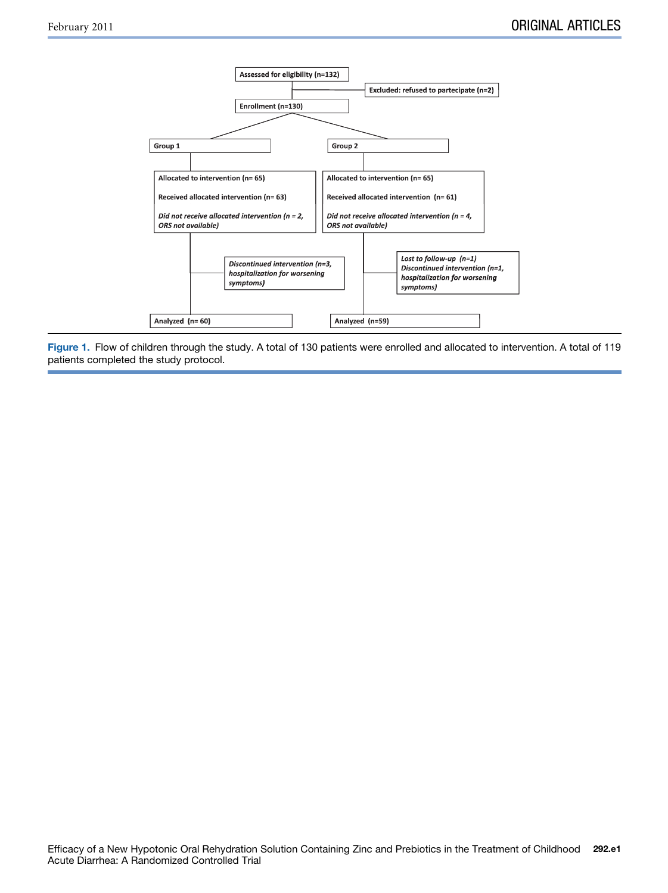Assessed for eligibility (n=132)

Excluded: refused to partecipate (n=2)

Enrollment (n=130)

Group 1

Allocated to intervention (n= 65)

Received allocated intervention (n= 63)

*Did not receive allocated intervention (n = 2, ORS not available)*

*Discontinued intervention (n=3, hospitalization for worsening symptoms)*

Analyzed (n= 60)

Group 2

Allocated to intervention (n= 65)

Received allocated intervention (n= 61)

*Did not receive allocated intervention (n = 4, ORS not available)*

*Lost to follow-up (n=1)*
*Discontinued intervention (n=1, hospitalization for worsening symptoms)*

Analyzed (n=59)

**Figure 1.** Flow of children through the study. A total of 130 patients were enrolled and allocated to intervention. A total of 119 patients completed the study protocol.